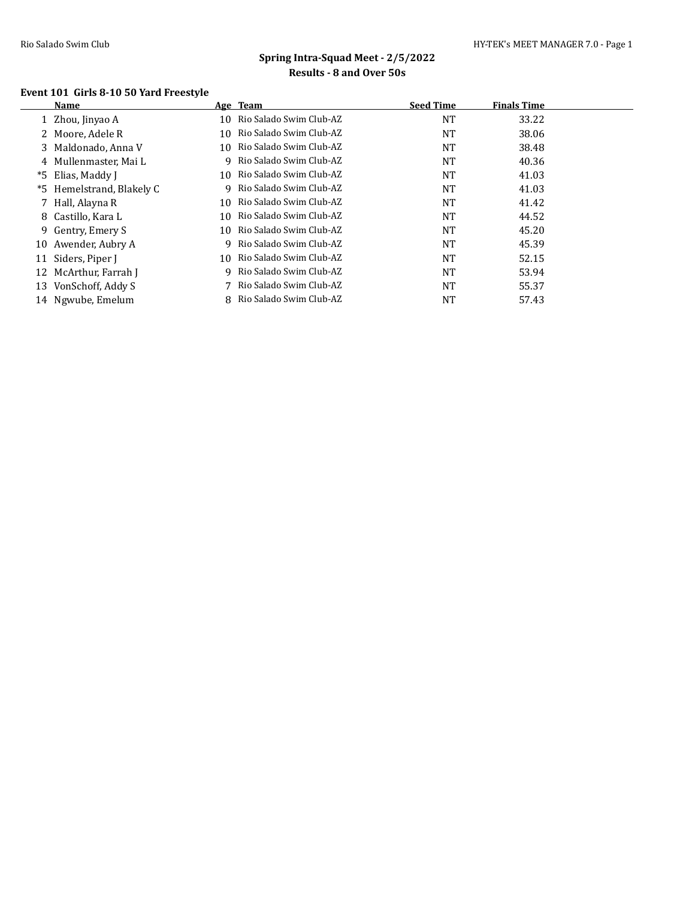## Spring Intra-Squad Meet - 2/5/2022

### Results - 8 and Over 50s

**Event 101 Girls 8-10 50 Yard Freestyle**

| | Name | Age | Team | Seed Time | Finals Time |
|---|---|---|---|---|---|
| 1 | Zhou, Jinyao A | 10 | Rio Salado Swim Club-AZ | NT | 33.22 |
| 2 | Moore, Adele R | 10 | Rio Salado Swim Club-AZ | NT | 38.06 |
| 3 | Maldonado, Anna V | 10 | Rio Salado Swim Club-AZ | NT | 38.48 |
| 4 | Mullenmaster, Mai L | 9 | Rio Salado Swim Club-AZ | NT | 40.36 |
| *5 | Elias, Maddy J | 10 | Rio Salado Swim Club-AZ | NT | 41.03 |
| *5 | Hemelstrand, Blakely C | 9 | Rio Salado Swim Club-AZ | NT | 41.03 |
| 7 | Hall, Alayna R | 10 | Rio Salado Swim Club-AZ | NT | 41.42 |
| 8 | Castillo, Kara L | 10 | Rio Salado Swim Club-AZ | NT | 44.52 |
| 9 | Gentry, Emery S | 10 | Rio Salado Swim Club-AZ | NT | 45.20 |
| 10 | Awender, Aubry A | 9 | Rio Salado Swim Club-AZ | NT | 45.39 |
| 11 | Siders, Piper J | 10 | Rio Salado Swim Club-AZ | NT | 52.15 |
| 12 | McArthur, Farrah J | 9 | Rio Salado Swim Club-AZ | NT | 53.94 |
| 13 | VonSchoff, Addy S | 7 | Rio Salado Swim Club-AZ | NT | 55.37 |
| 14 | Ngwube, Emelum | 8 | Rio Salado Swim Club-AZ | NT | 57.43 |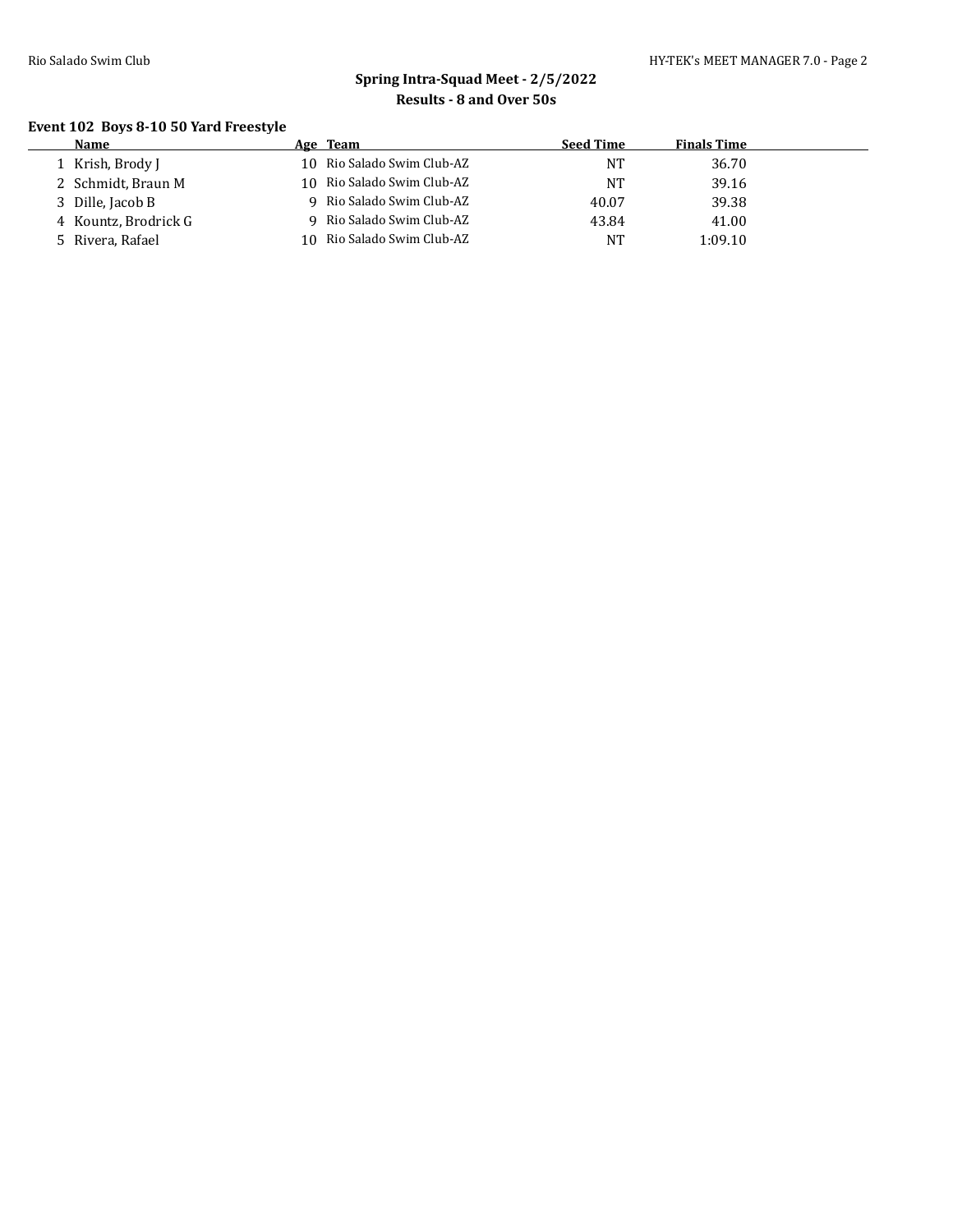## Spring Intra-Squad Meet - 2/5/2022

### Results - 8 and Over 50s

**Event 102 Boys 8-10 50 Yard Freestyle**

| | Name | Age | Team | Seed Time | Finals Time |
|---|---|---|---|---|---|
| 1 | Krish, Brody J | 10 | Rio Salado Swim Club-AZ | NT | 36.70 |
| 2 | Schmidt, Braun M | 10 | Rio Salado Swim Club-AZ | NT | 39.16 |
| 3 | Dille, Jacob B | 9 | Rio Salado Swim Club-AZ | 40.07 | 39.38 |
| 4 | Kountz, Brodrick G | 9 | Rio Salado Swim Club-AZ | 43.84 | 41.00 |
| 5 | Rivera, Rafael | 10 | Rio Salado Swim Club-AZ | NT | 1:09.10 |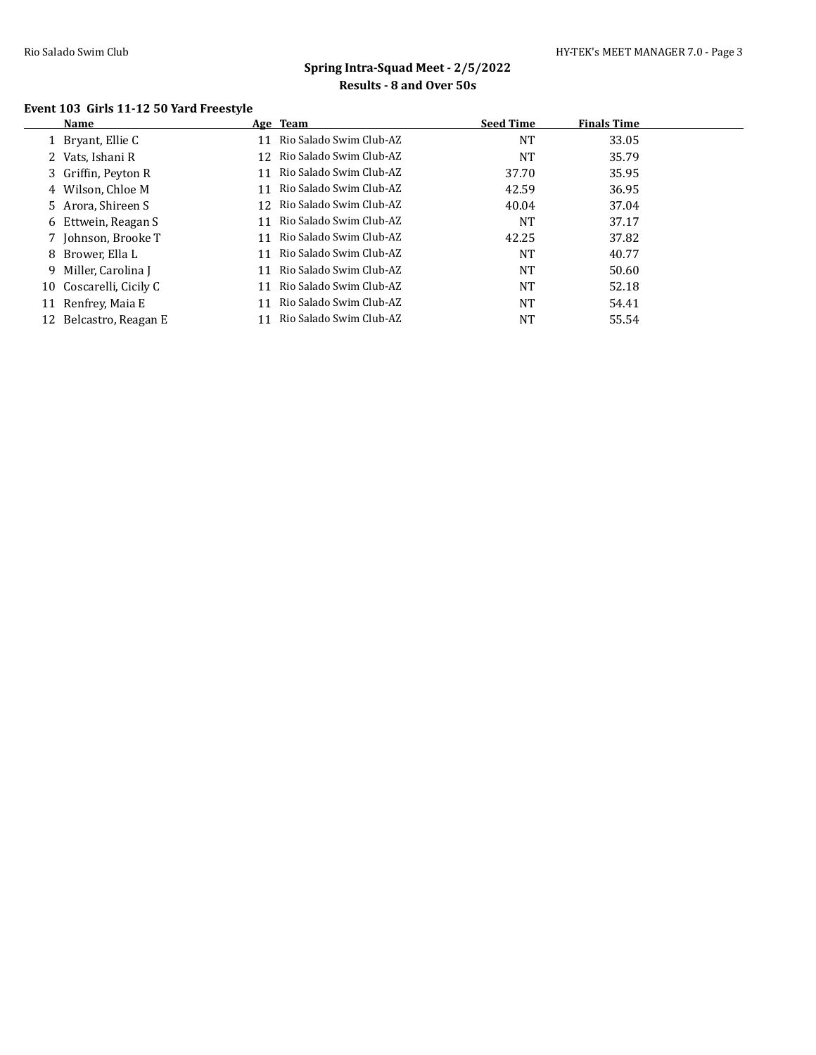## Spring Intra-Squad Meet - 2/5/2022
### Results - 8 and Over 50s

#### Event 103 Girls 11-12 50 Yard Freestyle

| | Name | Age | Team | Seed Time | Finals Time |
|---|---|---|---|---|---|
| 1 | Bryant, Ellie C | 11 | Rio Salado Swim Club-AZ | NT | 33.05 |
| 2 | Vats, Ishani R | 12 | Rio Salado Swim Club-AZ | NT | 35.79 |
| 3 | Griffin, Peyton R | 11 | Rio Salado Swim Club-AZ | 37.70 | 35.95 |
| 4 | Wilson, Chloe M | 11 | Rio Salado Swim Club-AZ | 42.59 | 36.95 |
| 5 | Arora, Shireen S | 12 | Rio Salado Swim Club-AZ | 40.04 | 37.04 |
| 6 | Ettwein, Reagan S | 11 | Rio Salado Swim Club-AZ | NT | 37.17 |
| 7 | Johnson, Brooke T | 11 | Rio Salado Swim Club-AZ | 42.25 | 37.82 |
| 8 | Brower, Ella L | 11 | Rio Salado Swim Club-AZ | NT | 40.77 |
| 9 | Miller, Carolina J | 11 | Rio Salado Swim Club-AZ | NT | 50.60 |
| 10 | Coscarelli, Cicily C | 11 | Rio Salado Swim Club-AZ | NT | 52.18 |
| 11 | Renfrey, Maia E | 11 | Rio Salado Swim Club-AZ | NT | 54.41 |
| 12 | Belcastro, Reagan E | 11 | Rio Salado Swim Club-AZ | NT | 55.54 |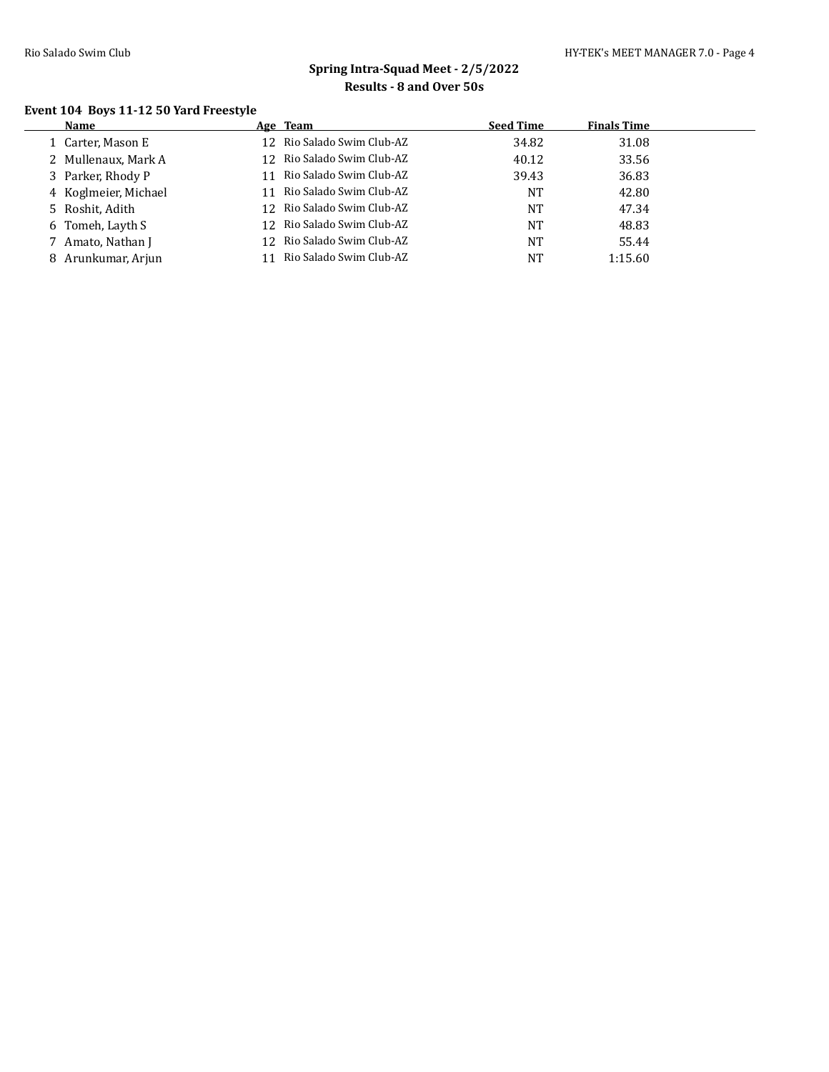## Spring Intra-Squad Meet - 2/5/2022
### Results - 8 and Over 50s

### Event 104 Boys 11-12 50 Yard Freestyle

| | Name | Age | Team | Seed Time | Finals Time |
|---|---|---|---|---|---|
| 1 | Carter, Mason E | 12 | Rio Salado Swim Club-AZ | 34.82 | 31.08 |
| 2 | Mullenaux, Mark A | 12 | Rio Salado Swim Club-AZ | 40.12 | 33.56 |
| 3 | Parker, Rhody P | 11 | Rio Salado Swim Club-AZ | 39.43 | 36.83 |
| 4 | Koglmeier, Michael | 11 | Rio Salado Swim Club-AZ | NT | 42.80 |
| 5 | Roshit, Adith | 12 | Rio Salado Swim Club-AZ | NT | 47.34 |
| 6 | Tomeh, Layth S | 12 | Rio Salado Swim Club-AZ | NT | 48.83 |
| 7 | Amato, Nathan J | 12 | Rio Salado Swim Club-AZ | NT | 55.44 |
| 8 | Arunkumar, Arjun | 11 | Rio Salado Swim Club-AZ | NT | 1:15.60 |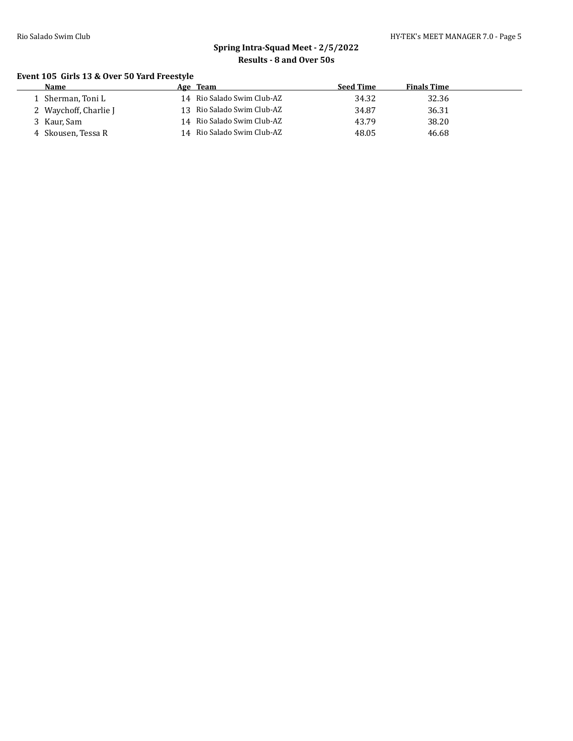## Spring Intra-Squad Meet - 2/5/2022

### Results - 8 and Over 50s

**Event 105 Girls 13 & Over 50 Yard Freestyle**

| | Name | Age | Team | Seed Time | Finals Time |
|---|---|---|---|---|---|
| 1 | Sherman, Toni L | 14 | Rio Salado Swim Club-AZ | 34.32 | 32.36 |
| 2 | Waychoff, Charlie J | 13 | Rio Salado Swim Club-AZ | 34.87 | 36.31 |
| 3 | Kaur, Sam | 14 | Rio Salado Swim Club-AZ | 43.79 | 38.20 |
| 4 | Skousen, Tessa R | 14 | Rio Salado Swim Club-AZ | 48.05 | 46.68 |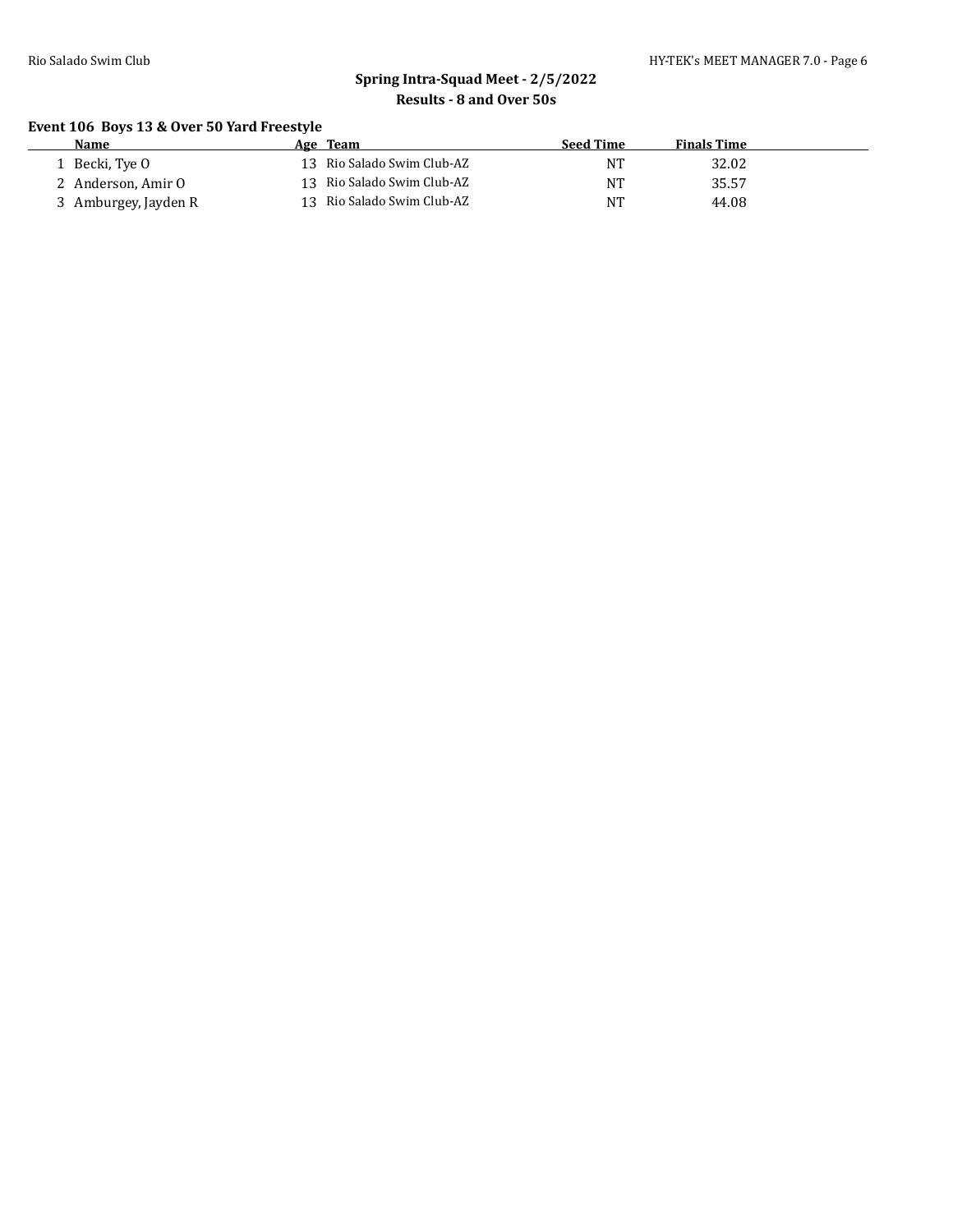## Spring Intra-Squad Meet - 2/5/2022

### Results - 8 and Over 50s

#### Event 106 Boys 13 & Over 50 Yard Freestyle

| | Name | Age | Team | Seed Time | Finals Time |
|---|---|---|---|---|---|
| 1 | Becki, Tye O | 13 | Rio Salado Swim Club-AZ | NT | 32.02 |
| 2 | Anderson, Amir O | 13 | Rio Salado Swim Club-AZ | NT | 35.57 |
| 3 | Amburgey, Jayden R | 13 | Rio Salado Swim Club-AZ | NT | 44.08 |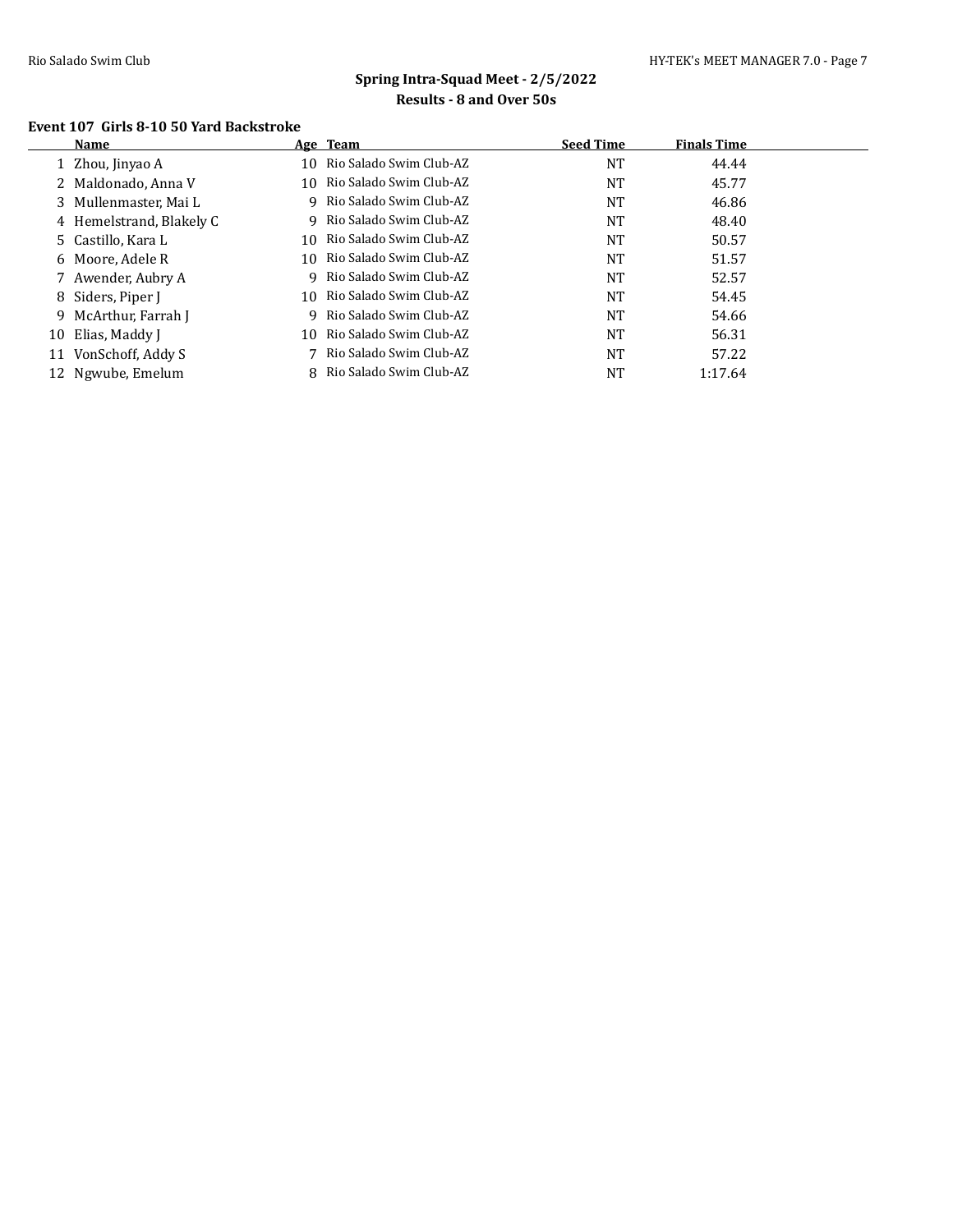## Spring Intra-Squad Meet - 2/5/2022

### Results - 8 and Over 50s

**Event 107 Girls 8-10 50 Yard Backstroke**

| | Name | Age | Team | Seed Time | Finals Time |
|---|---|---|---|---|---|
| 1 | Zhou, Jinyao A | 10 | Rio Salado Swim Club-AZ | NT | 44.44 |
| 2 | Maldonado, Anna V | 10 | Rio Salado Swim Club-AZ | NT | 45.77 |
| 3 | Mullenmaster, Mai L | 9 | Rio Salado Swim Club-AZ | NT | 46.86 |
| 4 | Hemelstrand, Blakely C | 9 | Rio Salado Swim Club-AZ | NT | 48.40 |
| 5 | Castillo, Kara L | 10 | Rio Salado Swim Club-AZ | NT | 50.57 |
| 6 | Moore, Adele R | 10 | Rio Salado Swim Club-AZ | NT | 51.57 |
| 7 | Awender, Aubry A | 9 | Rio Salado Swim Club-AZ | NT | 52.57 |
| 8 | Siders, Piper J | 10 | Rio Salado Swim Club-AZ | NT | 54.45 |
| 9 | McArthur, Farrah J | 9 | Rio Salado Swim Club-AZ | NT | 54.66 |
| 10 | Elias, Maddy J | 10 | Rio Salado Swim Club-AZ | NT | 56.31 |
| 11 | VonSchoff, Addy S | 7 | Rio Salado Swim Club-AZ | NT | 57.22 |
| 12 | Ngwube, Emelum | 8 | Rio Salado Swim Club-AZ | NT | 1:17.64 |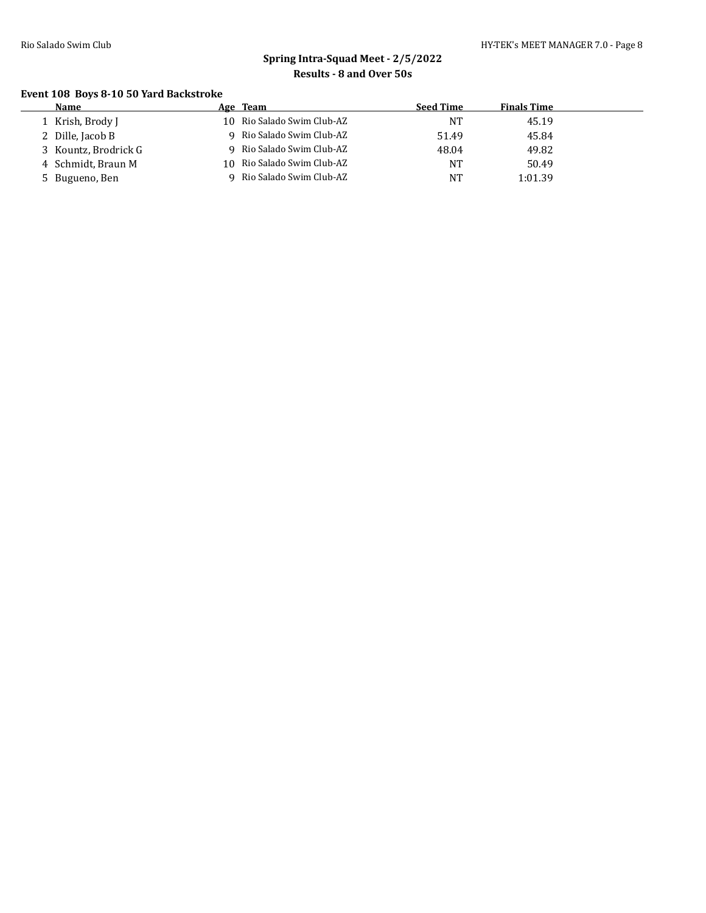## Spring Intra-Squad Meet - 2/5/2022

### Results - 8 and Over 50s

#### Event 108 Boys 8-10 50 Yard Backstroke

| | Name | Age | Team | Seed Time | Finals Time |
|---|---|---|---|---|---|
| 1 | Krish, Brody J | 10 | Rio Salado Swim Club-AZ | NT | 45.19 |
| 2 | Dille, Jacob B | 9 | Rio Salado Swim Club-AZ | 51.49 | 45.84 |
| 3 | Kountz, Brodrick G | 9 | Rio Salado Swim Club-AZ | 48.04 | 49.82 |
| 4 | Schmidt, Braun M | 10 | Rio Salado Swim Club-AZ | NT | 50.49 |
| 5 | Bugueno, Ben | 9 | Rio Salado Swim Club-AZ | NT | 1:01.39 |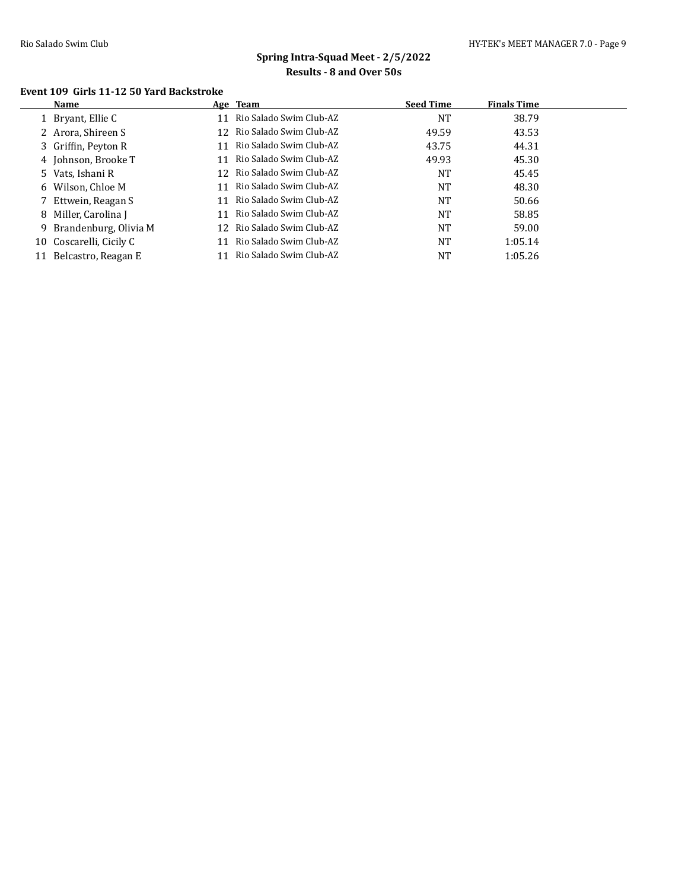## Spring Intra-Squad Meet - 2/5/2022

### Results - 8 and Over 50s

**Event 109 Girls 11-12 50 Yard Backstroke**

| | Name | Age | Team | Seed Time | Finals Time |
|---|---|---|---|---|---|
| 1 | Bryant, Ellie C | 11 | Rio Salado Swim Club-AZ | NT | 38.79 |
| 2 | Arora, Shireen S | 12 | Rio Salado Swim Club-AZ | 49.59 | 43.53 |
| 3 | Griffin, Peyton R | 11 | Rio Salado Swim Club-AZ | 43.75 | 44.31 |
| 4 | Johnson, Brooke T | 11 | Rio Salado Swim Club-AZ | 49.93 | 45.30 |
| 5 | Vats, Ishani R | 12 | Rio Salado Swim Club-AZ | NT | 45.45 |
| 6 | Wilson, Chloe M | 11 | Rio Salado Swim Club-AZ | NT | 48.30 |
| 7 | Ettwein, Reagan S | 11 | Rio Salado Swim Club-AZ | NT | 50.66 |
| 8 | Miller, Carolina J | 11 | Rio Salado Swim Club-AZ | NT | 58.85 |
| 9 | Brandenburg, Olivia M | 12 | Rio Salado Swim Club-AZ | NT | 59.00 |
| 10 | Coscarelli, Cicily C | 11 | Rio Salado Swim Club-AZ | NT | 1:05.14 |
| 11 | Belcastro, Reagan E | 11 | Rio Salado Swim Club-AZ | NT | 1:05.26 |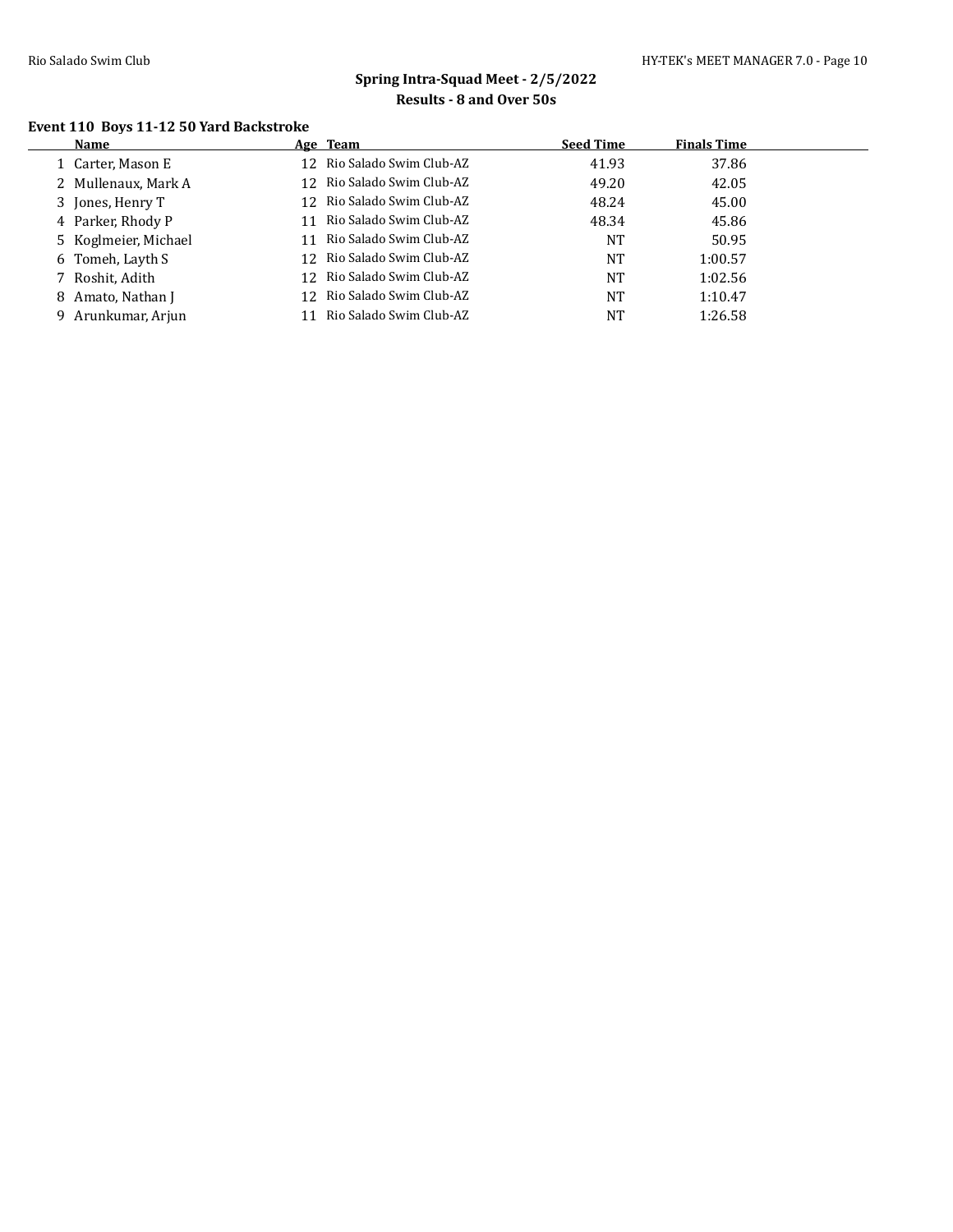## Spring Intra-Squad Meet - 2/5/2022

### Results - 8 and Over 50s

**Event 110 Boys 11-12 50 Yard Backstroke**

| | Name | Age | Team | Seed Time | Finals Time |
|---|---|---|---|---|---|
| 1 | Carter, Mason E | 12 | Rio Salado Swim Club-AZ | 41.93 | 37.86 |
| 2 | Mullenaux, Mark A | 12 | Rio Salado Swim Club-AZ | 49.20 | 42.05 |
| 3 | Jones, Henry T | 12 | Rio Salado Swim Club-AZ | 48.24 | 45.00 |
| 4 | Parker, Rhody P | 11 | Rio Salado Swim Club-AZ | 48.34 | 45.86 |
| 5 | Koglmeier, Michael | 11 | Rio Salado Swim Club-AZ | NT | 50.95 |
| 6 | Tomeh, Layth S | 12 | Rio Salado Swim Club-AZ | NT | 1:00.57 |
| 7 | Roshit, Adith | 12 | Rio Salado Swim Club-AZ | NT | 1:02.56 |
| 8 | Amato, Nathan J | 12 | Rio Salado Swim Club-AZ | NT | 1:10.47 |
| 9 | Arunkumar, Arjun | 11 | Rio Salado Swim Club-AZ | NT | 1:26.58 |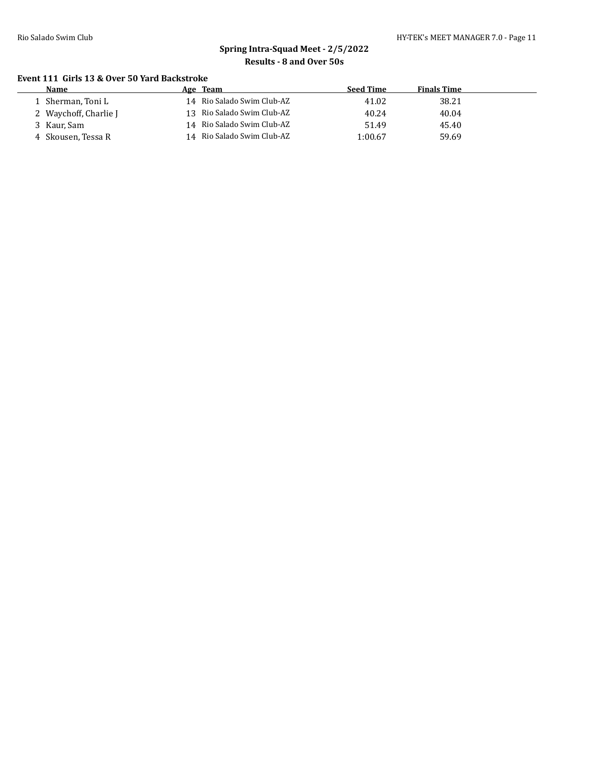## Spring Intra-Squad Meet - 2/5/2022

### Results - 8 and Over 50s

**Event 111 Girls 13 & Over 50 Yard Backstroke**

| | Name | Age | Team | Seed Time | Finals Time |
|---|---|---|---|---|---|
| 1 | Sherman, Toni L | 14 | Rio Salado Swim Club-AZ | 41.02 | 38.21 |
| 2 | Waychoff, Charlie J | 13 | Rio Salado Swim Club-AZ | 40.24 | 40.04 |
| 3 | Kaur, Sam | 14 | Rio Salado Swim Club-AZ | 51.49 | 45.40 |
| 4 | Skousen, Tessa R | 14 | Rio Salado Swim Club-AZ | 1:00.67 | 59.69 |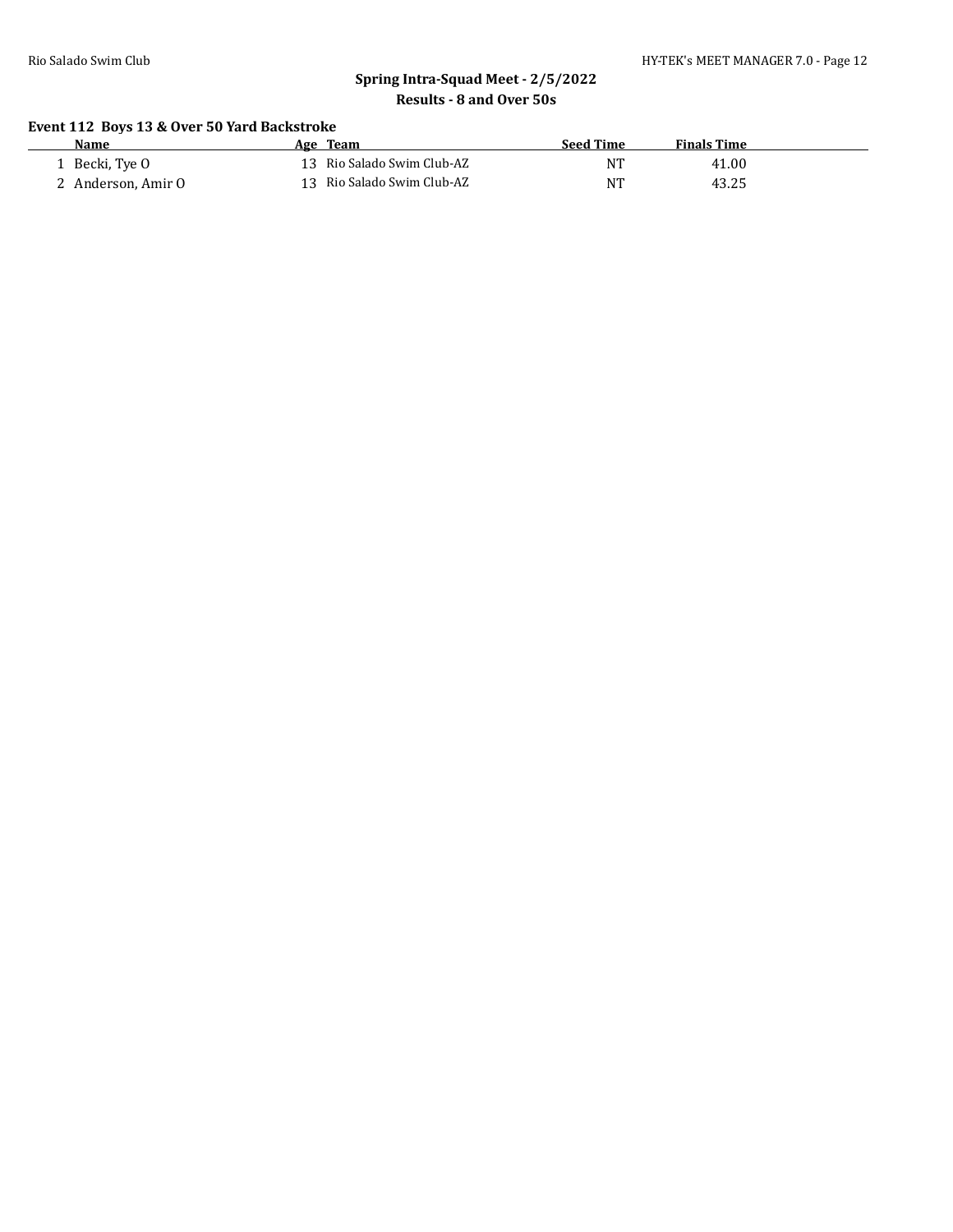## Spring Intra-Squad Meet - 2/5/2022

### Results - 8 and Over 50s

#### Event 112 Boys 13 & Over 50 Yard Backstroke

| | Name | Age | Team | Seed Time | Finals Time |
|---|---|---|---|---|---|
| 1 | Becki, Tye O | 13 | Rio Salado Swim Club-AZ | NT | 41.00 |
| 2 | Anderson, Amir O | 13 | Rio Salado Swim Club-AZ | NT | 43.25 |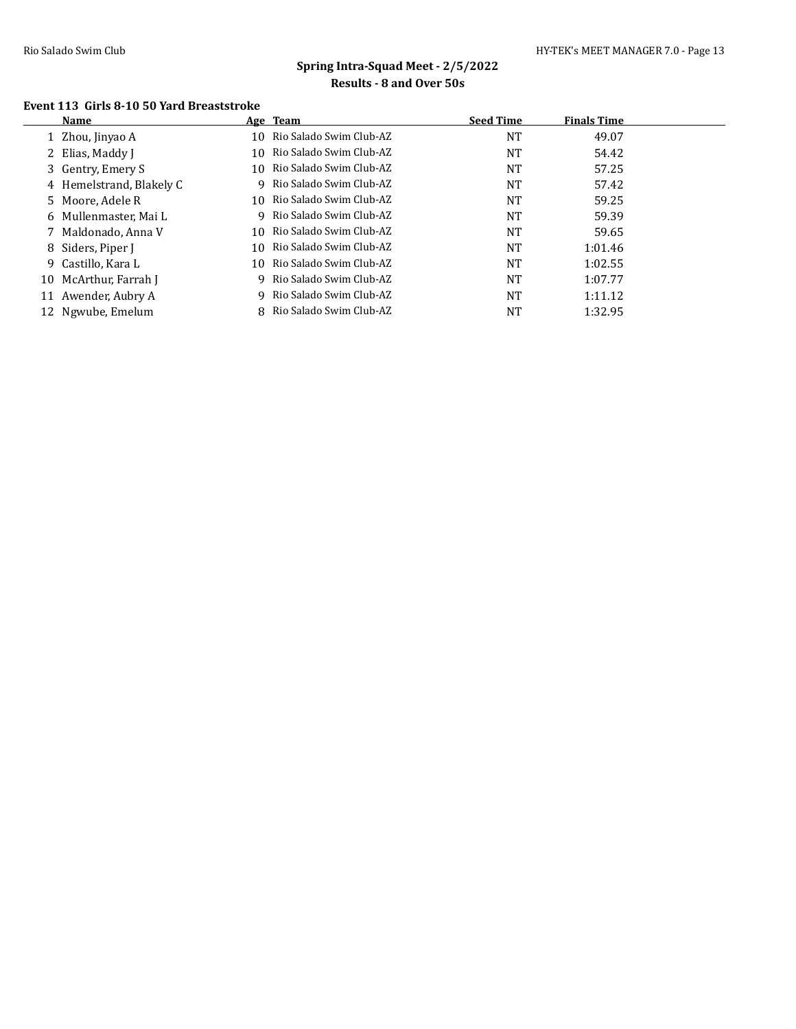## Spring Intra-Squad Meet - 2/5/2022

### Results - 8 and Over 50s

#### Event 113 Girls 8-10 50 Yard Breaststroke

| | Name | Age | Team | Seed Time | Finals Time |
|---|---|---|---|---|---|
| 1 | Zhou, Jinyao A | 10 | Rio Salado Swim Club-AZ | NT | 49.07 |
| 2 | Elias, Maddy J | 10 | Rio Salado Swim Club-AZ | NT | 54.42 |
| 3 | Gentry, Emery S | 10 | Rio Salado Swim Club-AZ | NT | 57.25 |
| 4 | Hemelstrand, Blakely C | 9 | Rio Salado Swim Club-AZ | NT | 57.42 |
| 5 | Moore, Adele R | 10 | Rio Salado Swim Club-AZ | NT | 59.25 |
| 6 | Mullenmaster, Mai L | 9 | Rio Salado Swim Club-AZ | NT | 59.39 |
| 7 | Maldonado, Anna V | 10 | Rio Salado Swim Club-AZ | NT | 59.65 |
| 8 | Siders, Piper J | 10 | Rio Salado Swim Club-AZ | NT | 1:01.46 |
| 9 | Castillo, Kara L | 10 | Rio Salado Swim Club-AZ | NT | 1:02.55 |
| 10 | McArthur, Farrah J | 9 | Rio Salado Swim Club-AZ | NT | 1:07.77 |
| 11 | Awender, Aubry A | 9 | Rio Salado Swim Club-AZ | NT | 1:11.12 |
| 12 | Ngwube, Emelum | 8 | Rio Salado Swim Club-AZ | NT | 1:32.95 |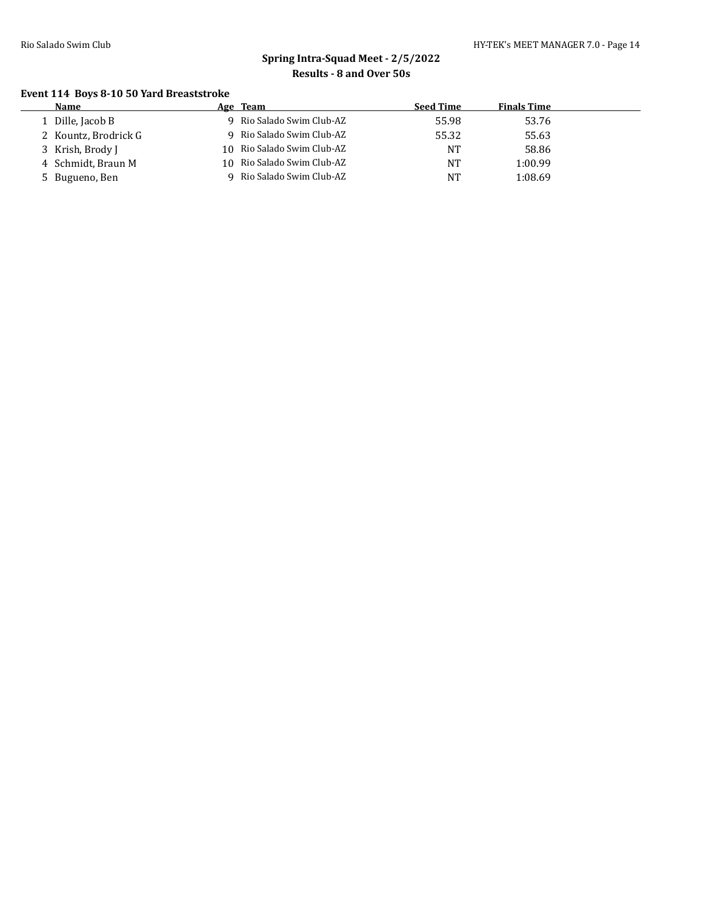## Spring Intra-Squad Meet - 2/5/2022

### Results - 8 and Over 50s

#### Event 114 Boys 8-10 50 Yard Breaststroke

| | Name | Age | Team | Seed Time | Finals Time |
|---|---|---|---|---|---|
| 1 | Dille, Jacob B | 9 | Rio Salado Swim Club-AZ | 55.98 | 53.76 |
| 2 | Kountz, Brodrick G | 9 | Rio Salado Swim Club-AZ | 55.32 | 55.63 |
| 3 | Krish, Brody J | 10 | Rio Salado Swim Club-AZ | NT | 58.86 |
| 4 | Schmidt, Braun M | 10 | Rio Salado Swim Club-AZ | NT | 1:00.99 |
| 5 | Bugueno, Ben | 9 | Rio Salado Swim Club-AZ | NT | 1:08.69 |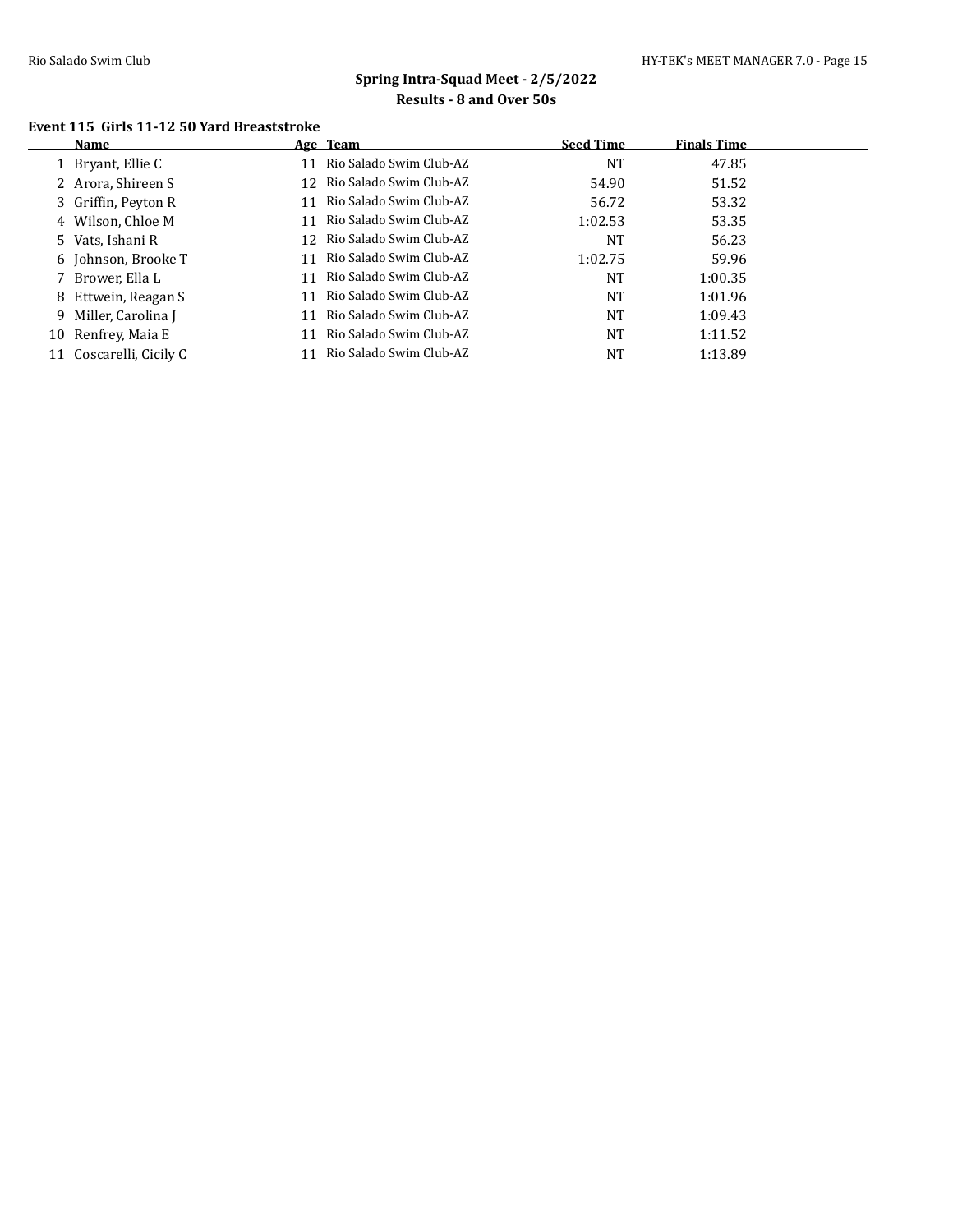## Spring Intra-Squad Meet - 2/5/2022

## Results - 8 and Over 50s

### Event 115 Girls 11-12 50 Yard Breaststroke

| | Name | Age | Team | Seed Time | Finals Time |
|---|---|---|---|---|---|
| 1 | Bryant, Ellie C | 11 | Rio Salado Swim Club-AZ | NT | 47.85 |
| 2 | Arora, Shireen S | 12 | Rio Salado Swim Club-AZ | 54.90 | 51.52 |
| 3 | Griffin, Peyton R | 11 | Rio Salado Swim Club-AZ | 56.72 | 53.32 |
| 4 | Wilson, Chloe M | 11 | Rio Salado Swim Club-AZ | 1:02.53 | 53.35 |
| 5 | Vats, Ishani R | 12 | Rio Salado Swim Club-AZ | NT | 56.23 |
| 6 | Johnson, Brooke T | 11 | Rio Salado Swim Club-AZ | 1:02.75 | 59.96 |
| 7 | Brower, Ella L | 11 | Rio Salado Swim Club-AZ | NT | 1:00.35 |
| 8 | Ettwein, Reagan S | 11 | Rio Salado Swim Club-AZ | NT | 1:01.96 |
| 9 | Miller, Carolina J | 11 | Rio Salado Swim Club-AZ | NT | 1:09.43 |
| 10 | Renfrey, Maia E | 11 | Rio Salado Swim Club-AZ | NT | 1:11.52 |
| 11 | Coscarelli, Cicily C | 11 | Rio Salado Swim Club-AZ | NT | 1:13.89 |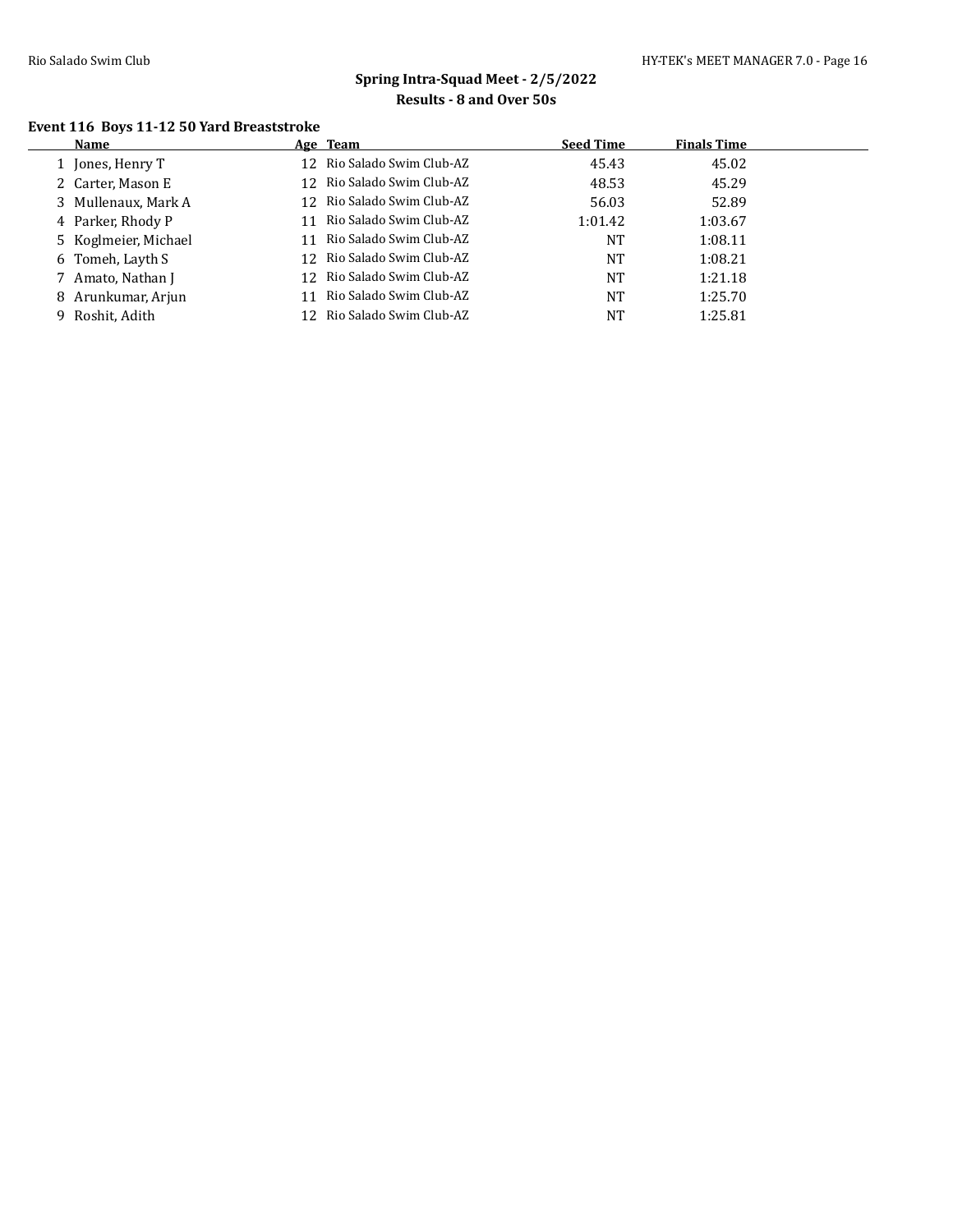## Spring Intra-Squad Meet - 2/5/2022

### Results - 8 and Over 50s

**Event 116 Boys 11-12 50 Yard Breaststroke**

| | Name | Age | Team | Seed Time | Finals Time |
|---|---|---|---|---|---|
| 1 | Jones, Henry T | 12 | Rio Salado Swim Club-AZ | 45.43 | 45.02 |
| 2 | Carter, Mason E | 12 | Rio Salado Swim Club-AZ | 48.53 | 45.29 |
| 3 | Mullenaux, Mark A | 12 | Rio Salado Swim Club-AZ | 56.03 | 52.89 |
| 4 | Parker, Rhody P | 11 | Rio Salado Swim Club-AZ | 1:01.42 | 1:03.67 |
| 5 | Koglmeier, Michael | 11 | Rio Salado Swim Club-AZ | NT | 1:08.11 |
| 6 | Tomeh, Layth S | 12 | Rio Salado Swim Club-AZ | NT | 1:08.21 |
| 7 | Amato, Nathan J | 12 | Rio Salado Swim Club-AZ | NT | 1:21.18 |
| 8 | Arunkumar, Arjun | 11 | Rio Salado Swim Club-AZ | NT | 1:25.70 |
| 9 | Roshit, Adith | 12 | Rio Salado Swim Club-AZ | NT | 1:25.81 |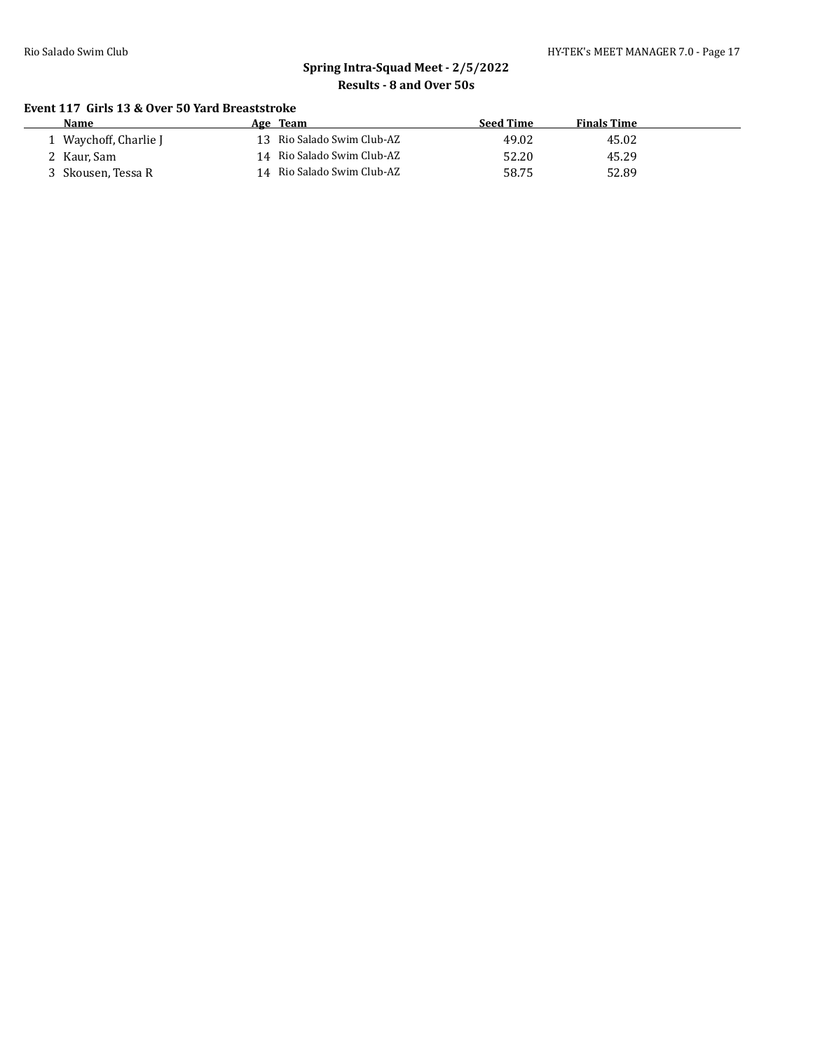## Spring Intra-Squad Meet - 2/5/2022

### Results - 8 and Over 50s

#### Event 117 Girls 13 & Over 50 Yard Breaststroke

| | Name | Age | Team | Seed Time | Finals Time |
|---|---|---|---|---|---|
| 1 | Waychoff, Charlie J | 13 | Rio Salado Swim Club-AZ | 49.02 | 45.02 |
| 2 | Kaur, Sam | 14 | Rio Salado Swim Club-AZ | 52.20 | 45.29 |
| 3 | Skousen, Tessa R | 14 | Rio Salado Swim Club-AZ | 58.75 | 52.89 |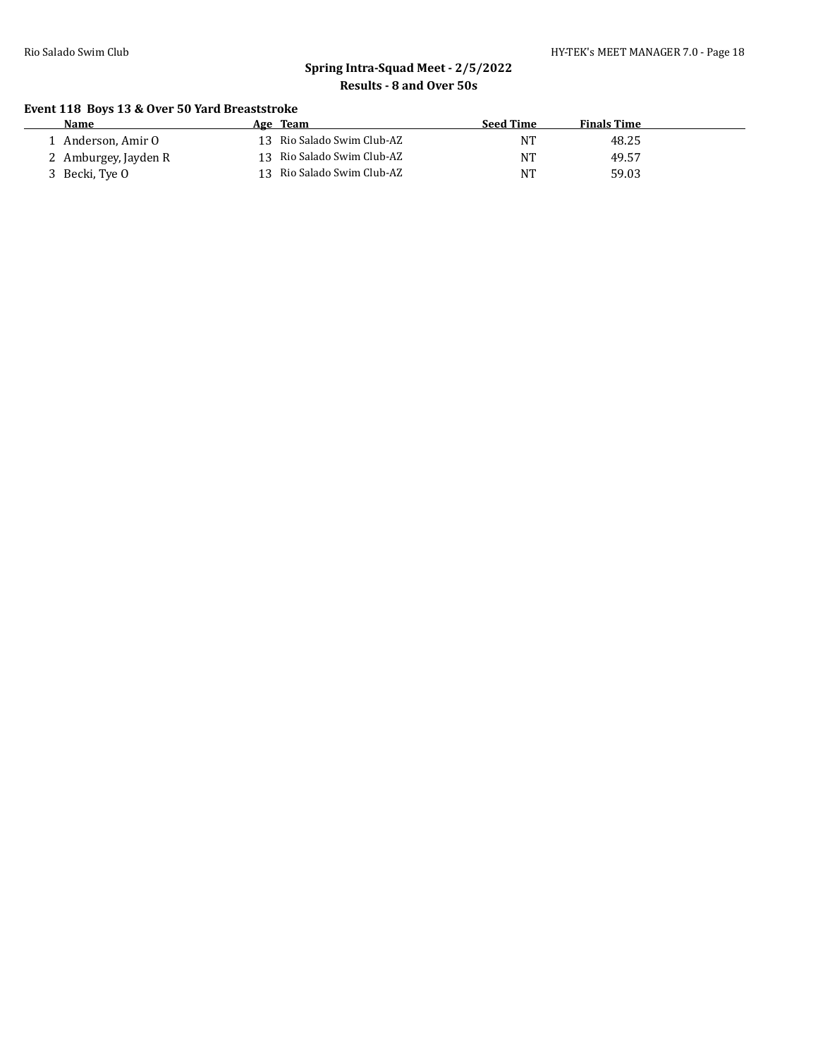## Spring Intra-Squad Meet - 2/5/2022

### Results - 8 and Over 50s

#### Event 118 Boys 13 & Over 50 Yard Breaststroke

| | Name | Age | Team | Seed Time | Finals Time |
|---|---|---|---|---|---|
| 1 | Anderson, Amir O | 13 | Rio Salado Swim Club-AZ | NT | 48.25 |
| 2 | Amburgey, Jayden R | 13 | Rio Salado Swim Club-AZ | NT | 49.57 |
| 3 | Becki, Tye O | 13 | Rio Salado Swim Club-AZ | NT | 59.03 |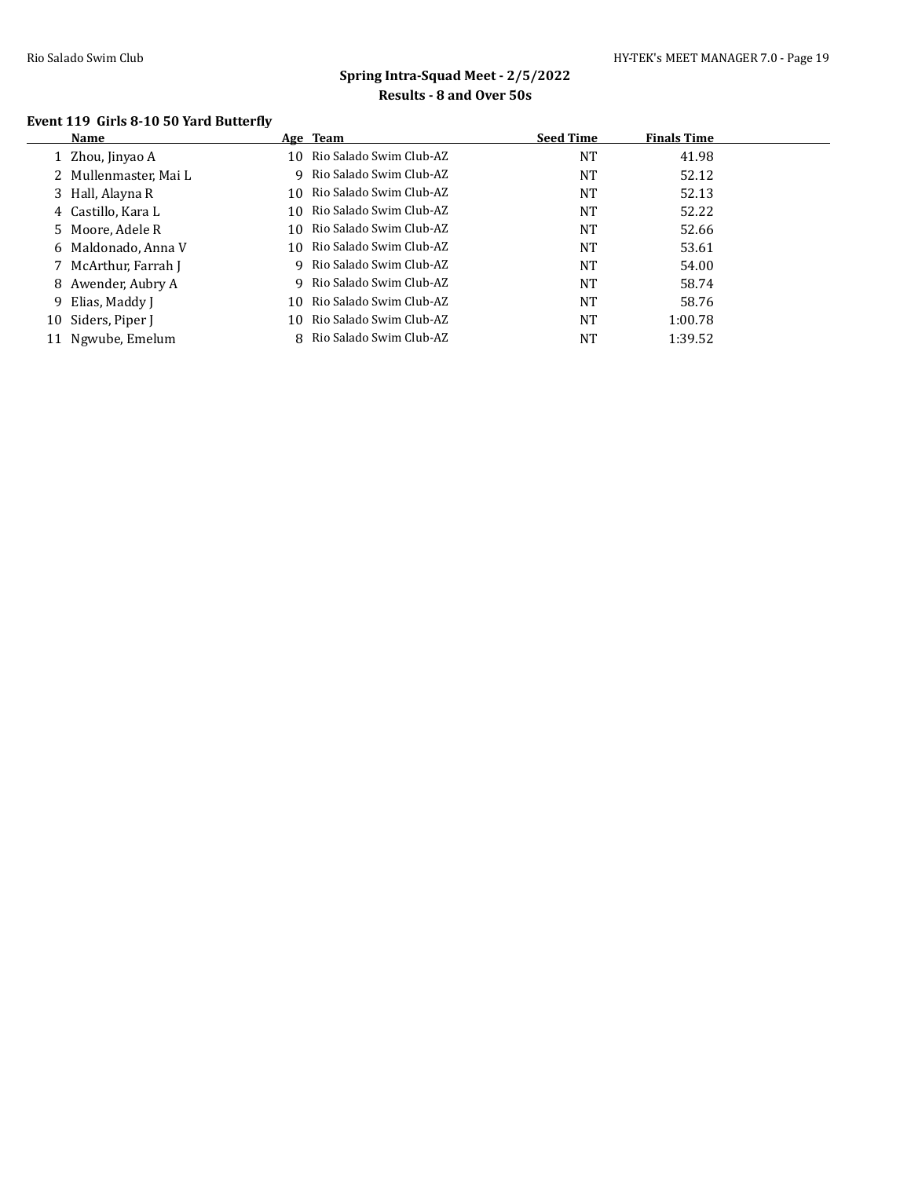## Spring Intra-Squad Meet - 2/5/2022
### Results - 8 and Over 50s

### Event 119 Girls 8-10 50 Yard Butterfly

| | Name | Age | Team | Seed Time | Finals Time |
|---|---|---|---|---|---|
| 1 | Zhou, Jinyao A | 10 | Rio Salado Swim Club-AZ | NT | 41.98 |
| 2 | Mullenmaster, Mai L | 9 | Rio Salado Swim Club-AZ | NT | 52.12 |
| 3 | Hall, Alayna R | 10 | Rio Salado Swim Club-AZ | NT | 52.13 |
| 4 | Castillo, Kara L | 10 | Rio Salado Swim Club-AZ | NT | 52.22 |
| 5 | Moore, Adele R | 10 | Rio Salado Swim Club-AZ | NT | 52.66 |
| 6 | Maldonado, Anna V | 10 | Rio Salado Swim Club-AZ | NT | 53.61 |
| 7 | McArthur, Farrah J | 9 | Rio Salado Swim Club-AZ | NT | 54.00 |
| 8 | Awender, Aubry A | 9 | Rio Salado Swim Club-AZ | NT | 58.74 |
| 9 | Elias, Maddy J | 10 | Rio Salado Swim Club-AZ | NT | 58.76 |
| 10 | Siders, Piper J | 10 | Rio Salado Swim Club-AZ | NT | 1:00.78 |
| 11 | Ngwube, Emelum | 8 | Rio Salado Swim Club-AZ | NT | 1:39.52 |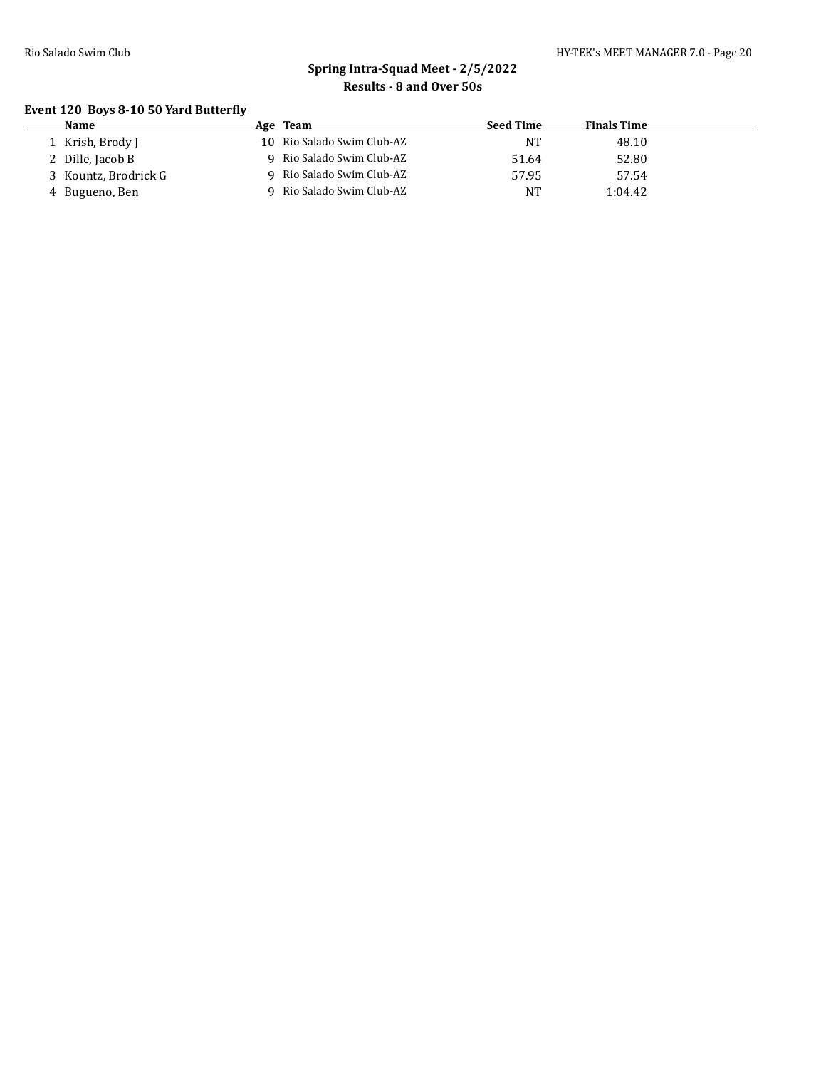## Spring Intra-Squad Meet - 2/5/2022

### Results - 8 and Over 50s

#### Event 120 Boys 8-10 50 Yard Butterfly

| | Name | Age | Team | Seed Time | Finals Time |
|---|---|---|---|---|---|
| 1 | Krish, Brody J | 10 | Rio Salado Swim Club-AZ | NT | 48.10 |
| 2 | Dille, Jacob B | 9 | Rio Salado Swim Club-AZ | 51.64 | 52.80 |
| 3 | Kountz, Brodrick G | 9 | Rio Salado Swim Club-AZ | 57.95 | 57.54 |
| 4 | Bugueno, Ben | 9 | Rio Salado Swim Club-AZ | NT | 1:04.42 |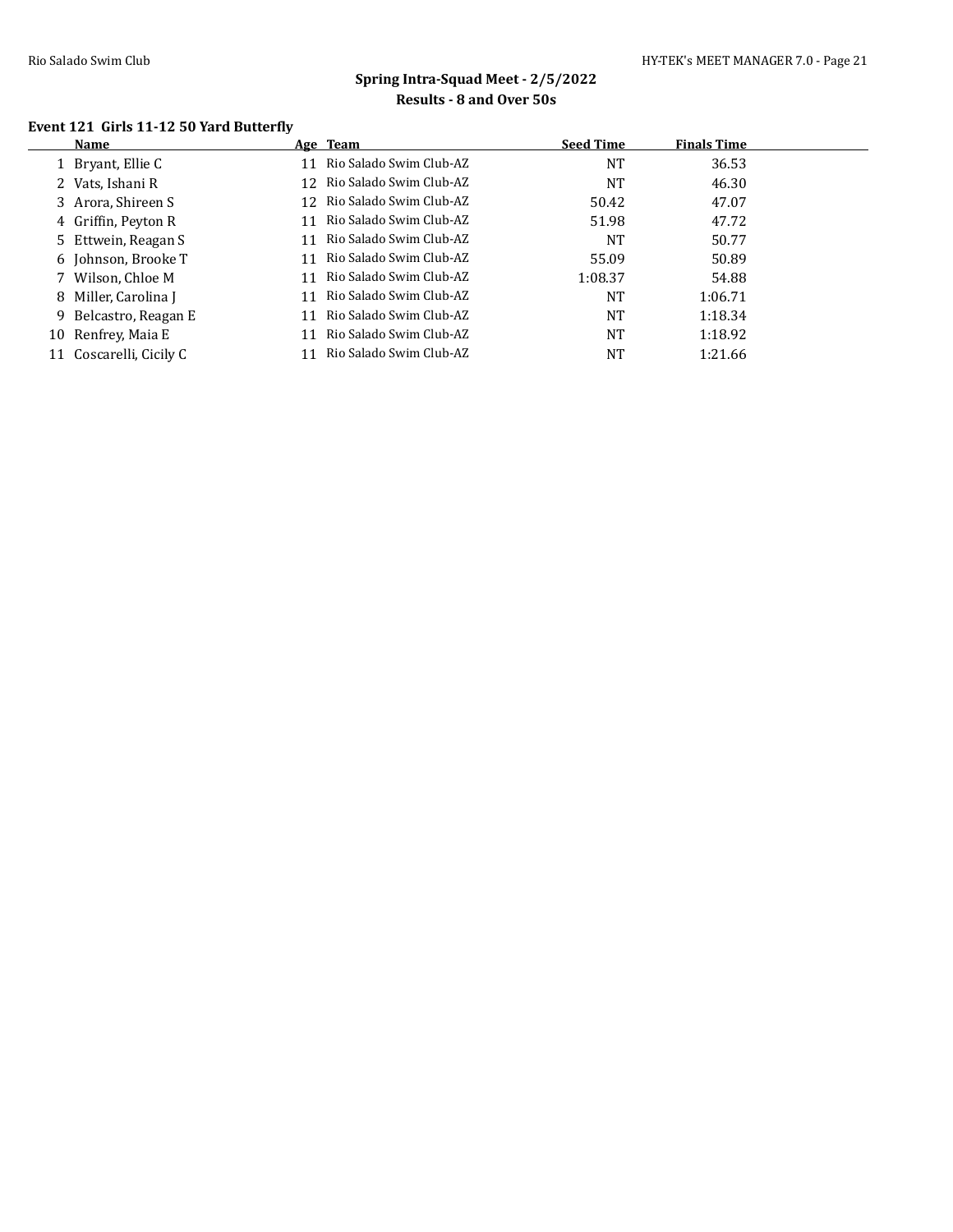## Spring Intra-Squad Meet - 2/5/2022

### Results - 8 and Over 50s

**Event 121 Girls 11-12 50 Yard Butterfly**

| | Name | Age | Team | Seed Time | Finals Time |
|---|---|---|---|---|---|
| 1 | Bryant, Ellie C | 11 | Rio Salado Swim Club-AZ | NT | 36.53 |
| 2 | Vats, Ishani R | 12 | Rio Salado Swim Club-AZ | NT | 46.30 |
| 3 | Arora, Shireen S | 12 | Rio Salado Swim Club-AZ | 50.42 | 47.07 |
| 4 | Griffin, Peyton R | 11 | Rio Salado Swim Club-AZ | 51.98 | 47.72 |
| 5 | Ettwein, Reagan S | 11 | Rio Salado Swim Club-AZ | NT | 50.77 |
| 6 | Johnson, Brooke T | 11 | Rio Salado Swim Club-AZ | 55.09 | 50.89 |
| 7 | Wilson, Chloe M | 11 | Rio Salado Swim Club-AZ | 1:08.37 | 54.88 |
| 8 | Miller, Carolina J | 11 | Rio Salado Swim Club-AZ | NT | 1:06.71 |
| 9 | Belcastro, Reagan E | 11 | Rio Salado Swim Club-AZ | NT | 1:18.34 |
| 10 | Renfrey, Maia E | 11 | Rio Salado Swim Club-AZ | NT | 1:18.92 |
| 11 | Coscarelli, Cicily C | 11 | Rio Salado Swim Club-AZ | NT | 1:21.66 |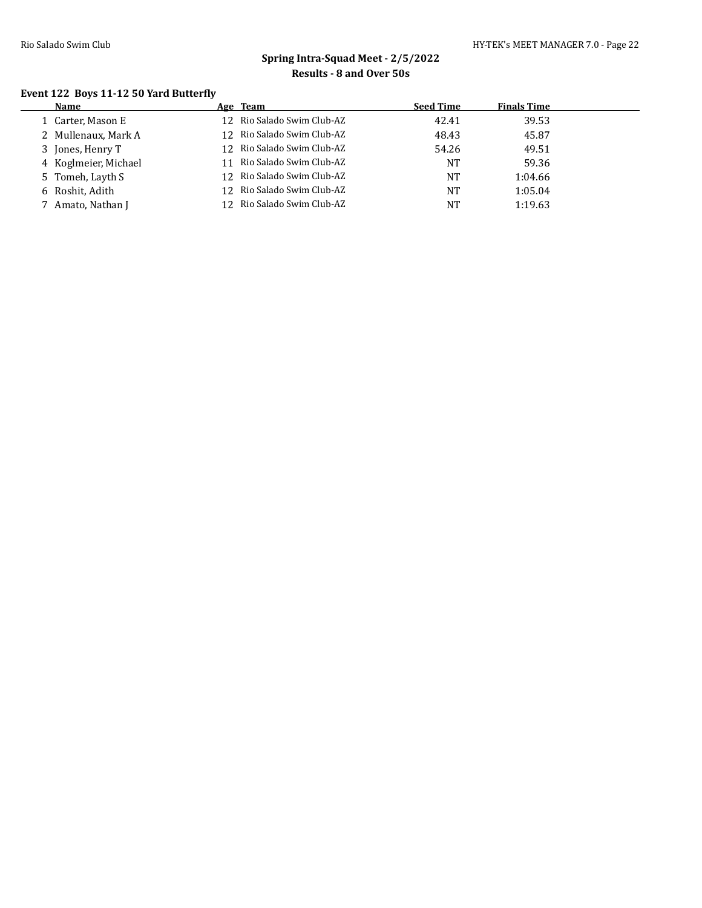## Spring Intra-Squad Meet - 2/5/2022

### Results - 8 and Over 50s

#### Event 122 Boys 11-12 50 Yard Butterfly

| | Name | Age | Team | Seed Time | Finals Time |
|---|---|---|---|---|---|
| 1 | Carter, Mason E | 12 | Rio Salado Swim Club-AZ | 42.41 | 39.53 |
| 2 | Mullenaux, Mark A | 12 | Rio Salado Swim Club-AZ | 48.43 | 45.87 |
| 3 | Jones, Henry T | 12 | Rio Salado Swim Club-AZ | 54.26 | 49.51 |
| 4 | Koglmeier, Michael | 11 | Rio Salado Swim Club-AZ | NT | 59.36 |
| 5 | Tomeh, Layth S | 12 | Rio Salado Swim Club-AZ | NT | 1:04.66 |
| 6 | Roshit, Adith | 12 | Rio Salado Swim Club-AZ | NT | 1:05.04 |
| 7 | Amato, Nathan J | 12 | Rio Salado Swim Club-AZ | NT | 1:19.63 |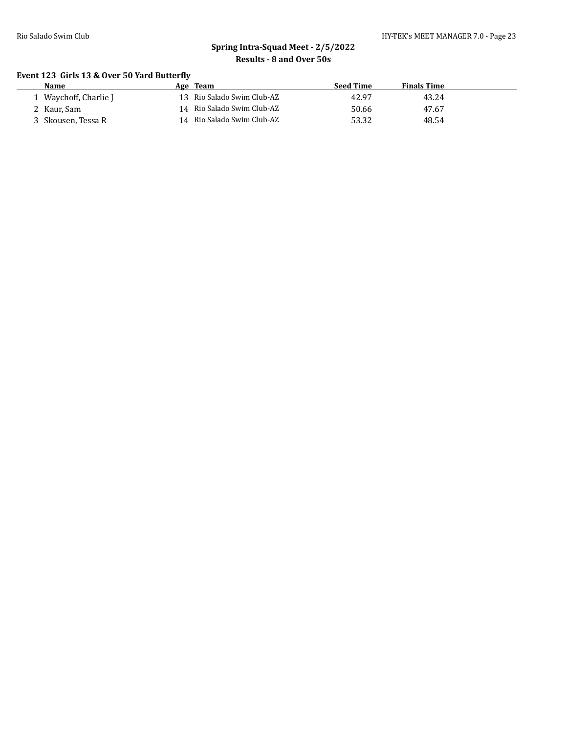## Spring Intra-Squad Meet - 2/5/2022
## Results - 8 and Over 50s

### Event 123 Girls 13 & Over 50 Yard Butterfly

| | Name | Age | Team | Seed Time | Finals Time |
|---|---|---|---|---|---|
| 1 | Waychoff, Charlie J | 13 | Rio Salado Swim Club-AZ | 42.97 | 43.24 |
| 2 | Kaur, Sam | 14 | Rio Salado Swim Club-AZ | 50.66 | 47.67 |
| 3 | Skousen, Tessa R | 14 | Rio Salado Swim Club-AZ | 53.32 | 48.54 |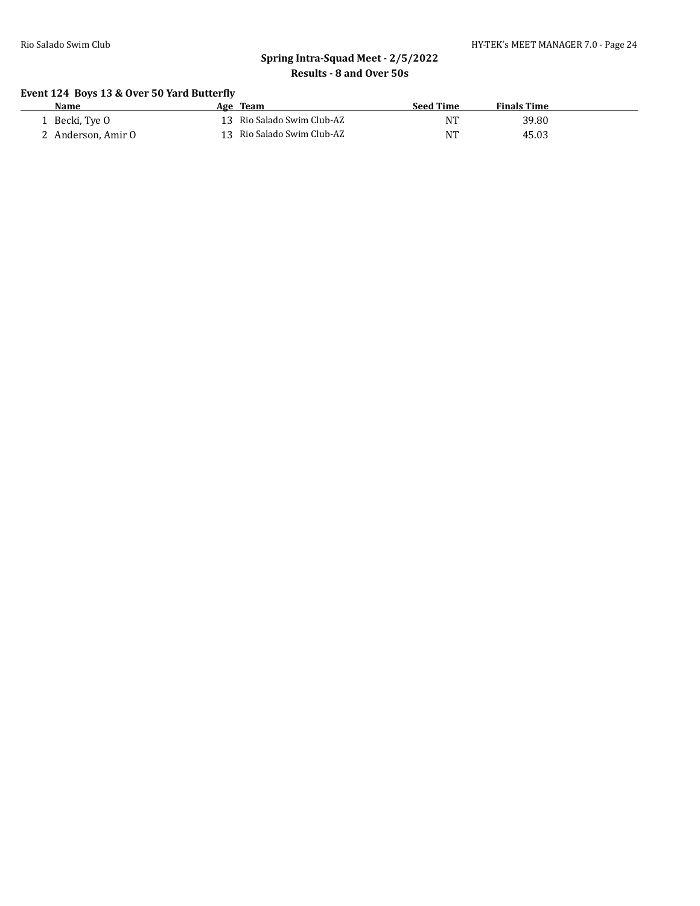## Spring Intra-Squad Meet - 2/5/2022
### Results - 8 and Over 50s

**Event 124 Boys 13 & Over 50 Yard Butterfly**

| | Name | Age | Team | Seed Time | Finals Time |
|---|---|---|---|---|---|
| 1 | Becki, Tye O | 13 | Rio Salado Swim Club-AZ | NT | 39.80 |
| 2 | Anderson, Amir O | 13 | Rio Salado Swim Club-AZ | NT | 45.03 |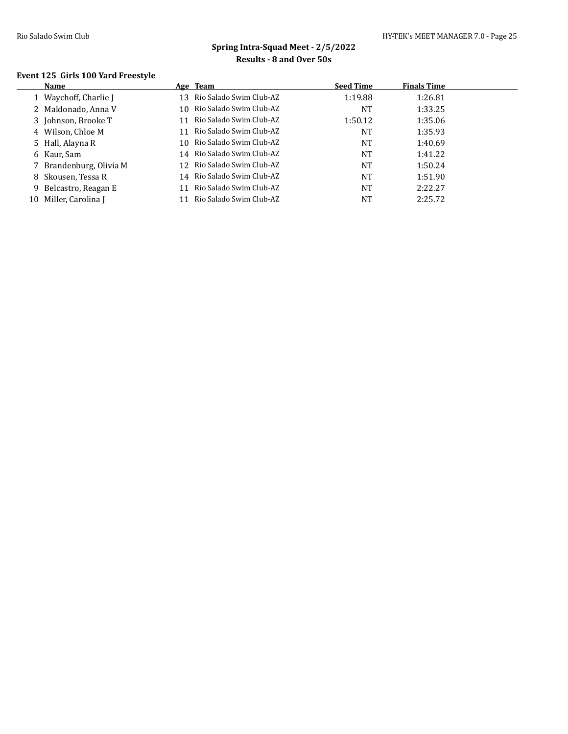## Spring Intra-Squad Meet - 2/5/2022

### Results - 8 and Over 50s

**Event 125 Girls 100 Yard Freestyle**

| | Name | Age | Team | Seed Time | Finals Time |
|---|---|---|---|---|---|
| 1 | Waychoff, Charlie J | 13 | Rio Salado Swim Club-AZ | 1:19.88 | 1:26.81 |
| 2 | Maldonado, Anna V | 10 | Rio Salado Swim Club-AZ | NT | 1:33.25 |
| 3 | Johnson, Brooke T | 11 | Rio Salado Swim Club-AZ | 1:50.12 | 1:35.06 |
| 4 | Wilson, Chloe M | 11 | Rio Salado Swim Club-AZ | NT | 1:35.93 |
| 5 | Hall, Alayna R | 10 | Rio Salado Swim Club-AZ | NT | 1:40.69 |
| 6 | Kaur, Sam | 14 | Rio Salado Swim Club-AZ | NT | 1:41.22 |
| 7 | Brandenburg, Olivia M | 12 | Rio Salado Swim Club-AZ | NT | 1:50.24 |
| 8 | Skousen, Tessa R | 14 | Rio Salado Swim Club-AZ | NT | 1:51.90 |
| 9 | Belcastro, Reagan E | 11 | Rio Salado Swim Club-AZ | NT | 2:22.27 |
| 10 | Miller, Carolina J | 11 | Rio Salado Swim Club-AZ | NT | 2:25.72 |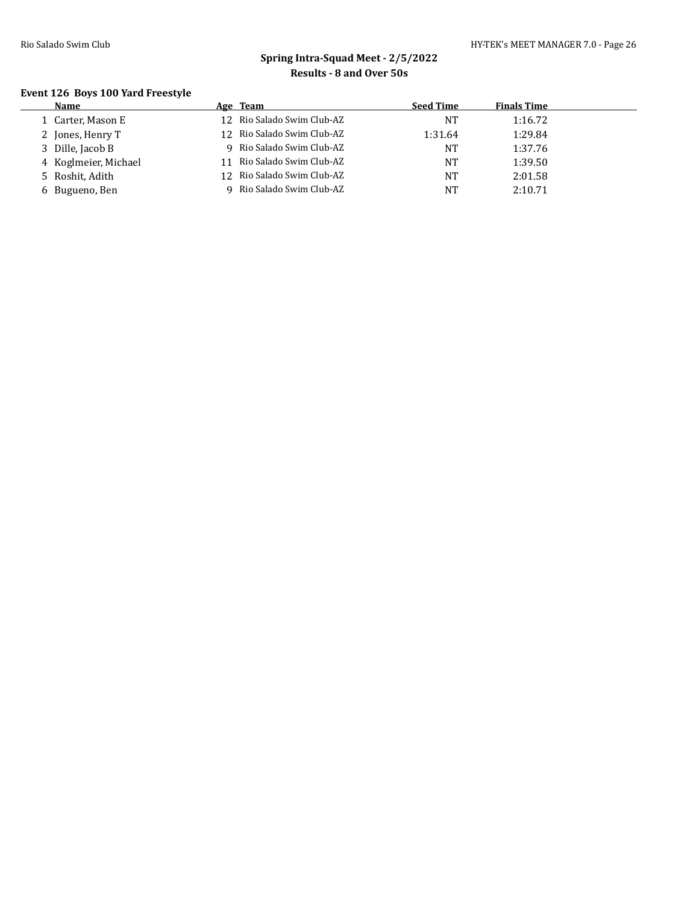## Spring Intra-Squad Meet - 2/5/2022

### Results - 8 and Over 50s

#### Event 126 Boys 100 Yard Freestyle

| | Name | Age | Team | Seed Time | Finals Time |
|---|---|---|---|---|---|
| 1 | Carter, Mason E | 12 | Rio Salado Swim Club-AZ | NT | 1:16.72 |
| 2 | Jones, Henry T | 12 | Rio Salado Swim Club-AZ | 1:31.64 | 1:29.84 |
| 3 | Dille, Jacob B | 9 | Rio Salado Swim Club-AZ | NT | 1:37.76 |
| 4 | Koglmeier, Michael | 11 | Rio Salado Swim Club-AZ | NT | 1:39.50 |
| 5 | Roshit, Adith | 12 | Rio Salado Swim Club-AZ | NT | 2:01.58 |
| 6 | Bugueno, Ben | 9 | Rio Salado Swim Club-AZ | NT | 2:10.71 |